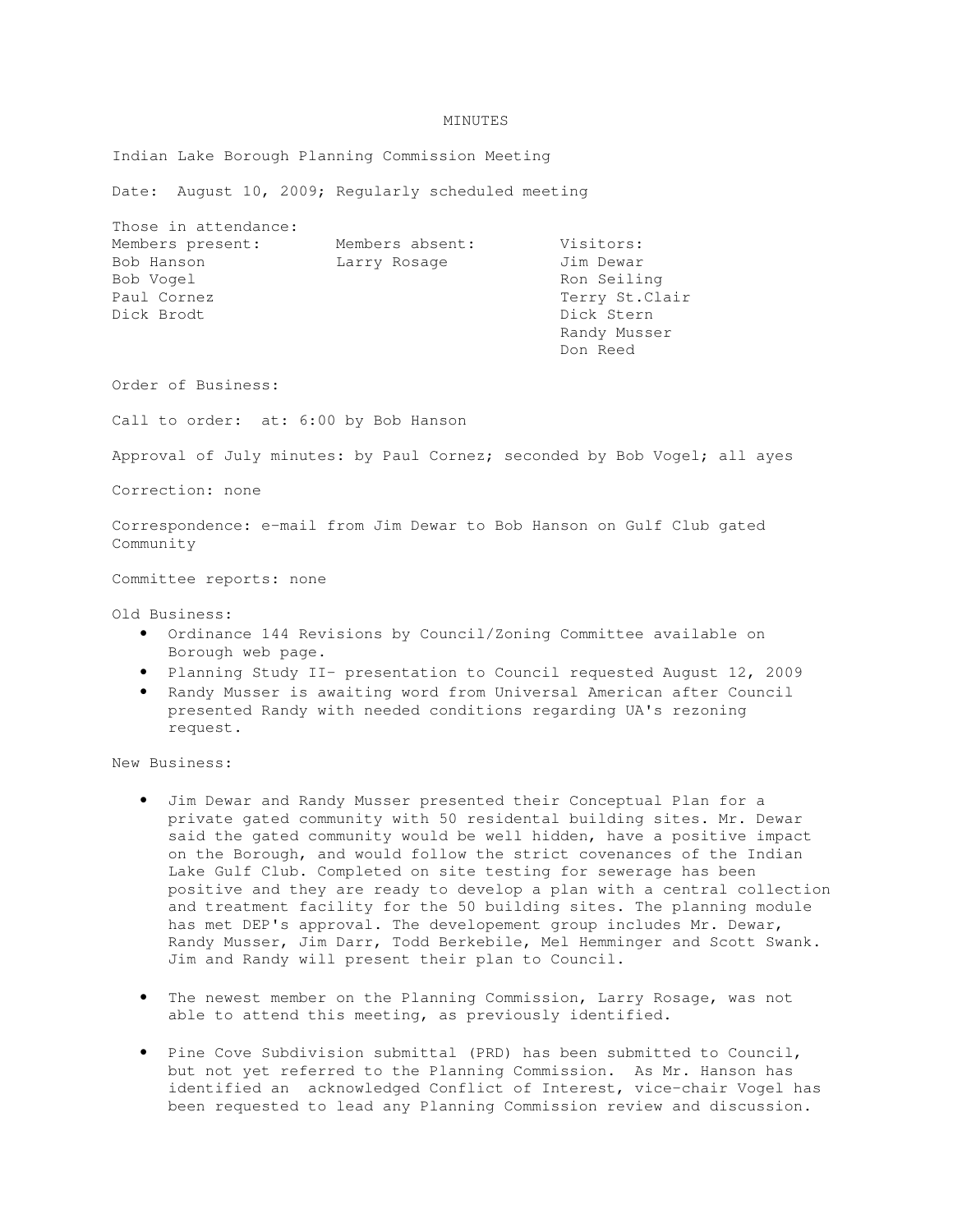# MINUTES

Indian Lake Borough Planning Commission Meeting

Date: August 10, 2009; Regularly scheduled meeting

Those in attendance:

| Members present: | Members absent: | Visitors: |
|---|---|---|
| Bob Hanson | Larry Rosage | Jim Dewar |
| Bob Vogel | | Ron Seiling |
| Paul Cornez | | Terry St.Clair |
| Dick Brodt | | Dick Stern |
| | | Randy Musser |
| | | Don Reed |

Order of Business:

Call to order: at: 6:00 by Bob Hanson

Approval of July minutes: by Paul Cornez; seconded by Bob Vogel; all ayes

Correction: none

Correspondence: e-mail from Jim Dewar to Bob Hanson on Gulf Club gated Community

Committee reports: none

Old Business:

- Ordinance 144 Revisions by Council/Zoning Committee available on Borough web page.
- Planning Study II- presentation to Council requested August 12, 2009
- Randy Musser is awaiting word from Universal American after Council presented Randy with needed conditions regarding UA's rezoning request.

New Business:

- Jim Dewar and Randy Musser presented their Conceptual Plan for a private gated community with 50 residental building sites. Mr. Dewar said the gated community would be well hidden, have a positive impact on the Borough, and would follow the strict covenances of the Indian Lake Gulf Club. Completed on site testing for sewerage has been positive and they are ready to develop a plan with a central collection and treatment facility for the 50 building sites. The planning module has met DEP's approval. The developement group includes Mr. Dewar, Randy Musser, Jim Darr, Todd Berkebile, Mel Hemminger and Scott Swank. Jim and Randy will present their plan to Council.

- The newest member on the Planning Commission, Larry Rosage, was not able to attend this meeting, as previously identified.

- Pine Cove Subdivision submittal (PRD) has been submitted to Council, but not yet referred to the Planning Commission. As Mr. Hanson has identified an acknowledged Conflict of Interest, vice-chair Vogel has been requested to lead any Planning Commission review and discussion.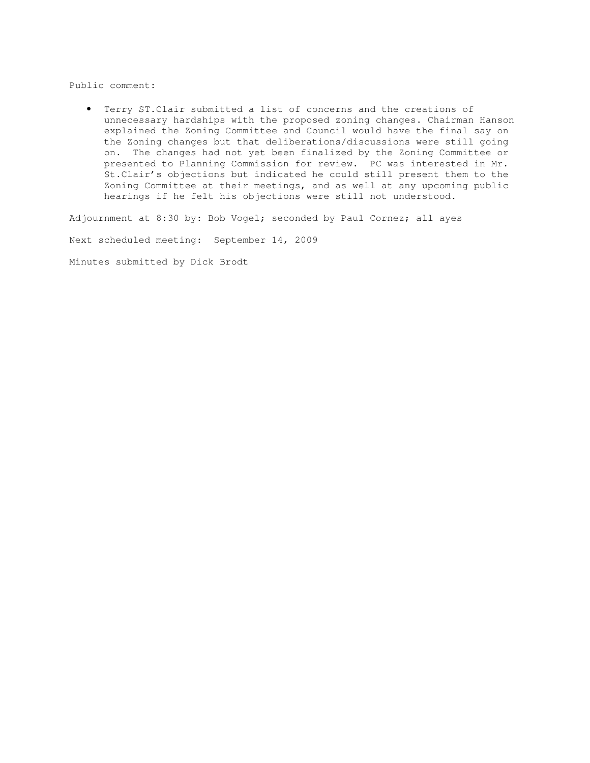Public comment:

- Terry ST.Clair submitted a list of concerns and the creations of unnecessary hardships with the proposed zoning changes. Chairman Hanson explained the Zoning Committee and Council would have the final say on the Zoning changes but that deliberations/discussions were still going on. The changes had not yet been finalized by the Zoning Committee or presented to Planning Commission for review. PC was interested in Mr. St.Clair's objections but indicated he could still present them to the Zoning Committee at their meetings, and as well at any upcoming public hearings if he felt his objections were still not understood.

Adjournment at 8:30 by: Bob Vogel; seconded by Paul Cornez; all ayes

Next scheduled meeting: September 14, 2009

Minutes submitted by Dick Brodt